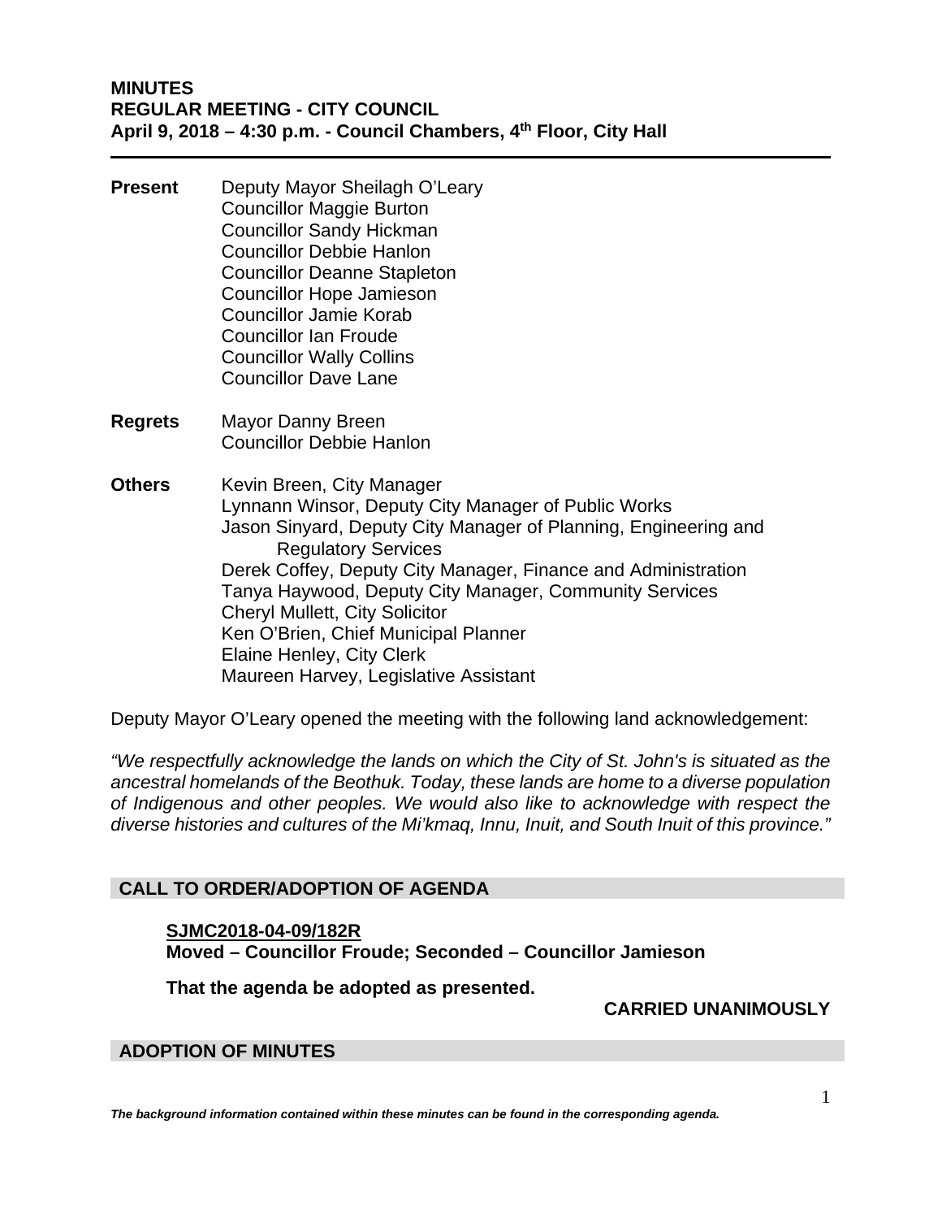# MINUTES
## REGULAR MEETING - CITY COUNCIL
## April 9, 2018 – 4:30 p.m. - Council Chambers, 4th Floor, City Hall

**Present**
Deputy Mayor Sheilagh O'Leary
Councillor Maggie Burton
Councillor Sandy Hickman
Councillor Debbie Hanlon
Councillor Deanne Stapleton
Councillor Hope Jamieson
Councillor Jamie Korab
Councillor Ian Froude
Councillor Wally Collins
Councillor Dave Lane

**Regrets**
Mayor Danny Breen
Councillor Debbie Hanlon

**Others**
Kevin Breen, City Manager
Lynnann Winsor, Deputy City Manager of Public Works
Jason Sinyard, Deputy City Manager of Planning, Engineering and Regulatory Services
Derek Coffey, Deputy City Manager, Finance and Administration
Tanya Haywood, Deputy City Manager, Community Services
Cheryl Mullett, City Solicitor
Ken O'Brien, Chief Municipal Planner
Elaine Henley, City Clerk
Maureen Harvey, Legislative Assistant

Deputy Mayor O'Leary opened the meeting with the following land acknowledgement:

*"We respectfully acknowledge the lands on which the City of St. John's is situated as the ancestral homelands of the Beothuk. Today, these lands are home to a diverse population of Indigenous and other peoples. We would also like to acknowledge with respect the diverse histories and cultures of the Mi'kmaq, Innu, Inuit, and South Inuit of this province."*

## CALL TO ORDER/ADOPTION OF AGENDA

**SJMC2018-04-09/182R**
**Moved – Councillor Froude; Seconded – Councillor Jamieson**

**That the agenda be adopted as presented.**

**CARRIED UNANIMOUSLY**

## ADOPTION OF MINUTES

***The background information contained within these minutes can be found in the corresponding agenda.***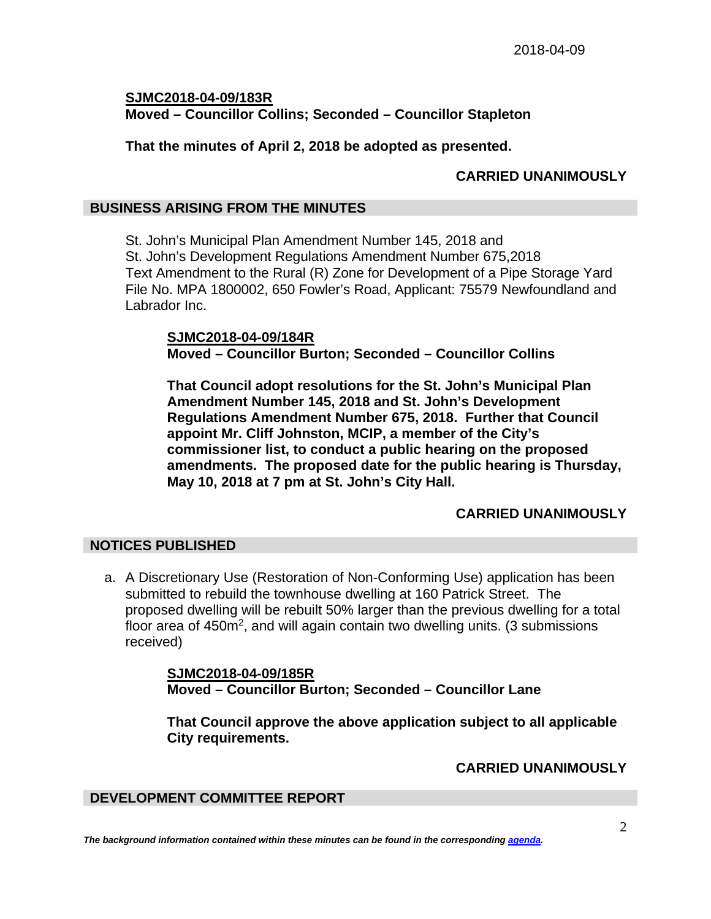**SJMC2018-04-09/183R**
**Moved – Councillor Collins; Seconded – Councillor Stapleton**

**That the minutes of April 2, 2018 be adopted as presented.**

**CARRIED UNANIMOUSLY**

## BUSINESS ARISING FROM THE MINUTES

St. John's Municipal Plan Amendment Number 145, 2018 and
St. John's Development Regulations Amendment Number 675,2018
Text Amendment to the Rural (R) Zone for Development of a Pipe Storage Yard
File No. MPA 1800002, 650 Fowler's Road, Applicant: 75579 Newfoundland and Labrador Inc.

**SJMC2018-04-09/184R**
**Moved – Councillor Burton; Seconded – Councillor Collins**

**That Council adopt resolutions for the St. John's Municipal Plan Amendment Number 145, 2018 and St. John's Development Regulations Amendment Number 675, 2018. Further that Council appoint Mr. Cliff Johnston, MCIP, a member of the City's commissioner list, to conduct a public hearing on the proposed amendments. The proposed date for the public hearing is Thursday, May 10, 2018 at 7 pm at St. John's City Hall.**

**CARRIED UNANIMOUSLY**

## NOTICES PUBLISHED

a. A Discretionary Use (Restoration of Non-Conforming Use) application has been submitted to rebuild the townhouse dwelling at 160 Patrick Street. The proposed dwelling will be rebuilt 50% larger than the previous dwelling for a total floor area of 450m$^2$, and will again contain two dwelling units. (3 submissions received)

**SJMC2018-04-09/185R**
**Moved – Councillor Burton; Seconded – Councillor Lane**

**That Council approve the above application subject to all applicable City requirements.**

**CARRIED UNANIMOUSLY**

## DEVELOPMENT COMMITTEE REPORT

*The background information contained within these minutes can be found in the corresponding agenda.*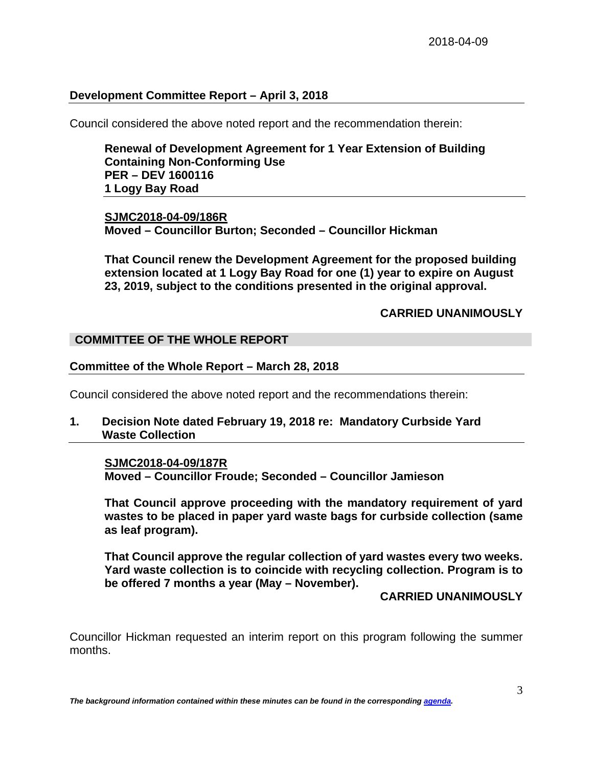### Development Committee Report – April 3, 2018

Council considered the above noted report and the recommendation therein:

**Renewal of Development Agreement for 1 Year Extension of Building Containing Non-Conforming Use**
**PER – DEV 1600116**
**1 Logy Bay Road**

**SJMC2018-04-09/186R**
**Moved – Councillor Burton; Seconded – Councillor Hickman**

**That Council renew the Development Agreement for the proposed building extension located at 1 Logy Bay Road for one (1) year to expire on August 23, 2019, subject to the conditions presented in the original approval.**

**CARRIED UNANIMOUSLY**

## COMMITTEE OF THE WHOLE REPORT

### Committee of the Whole Report – March 28, 2018

Council considered the above noted report and the recommendations therein:

**1. Decision Note dated February 19, 2018 re: Mandatory Curbside Yard Waste Collection**

**SJMC2018-04-09/187R**
**Moved – Councillor Froude; Seconded – Councillor Jamieson**

**That Council approve proceeding with the mandatory requirement of yard wastes to be placed in paper yard waste bags for curbside collection (same as leaf program).**

**That Council approve the regular collection of yard wastes every two weeks. Yard waste collection is to coincide with recycling collection. Program is to be offered 7 months a year (May – November).**

**CARRIED UNANIMOUSLY**

Councillor Hickman requested an interim report on this program following the summer months.

***The background information contained within these minutes can be found in the corresponding agenda.***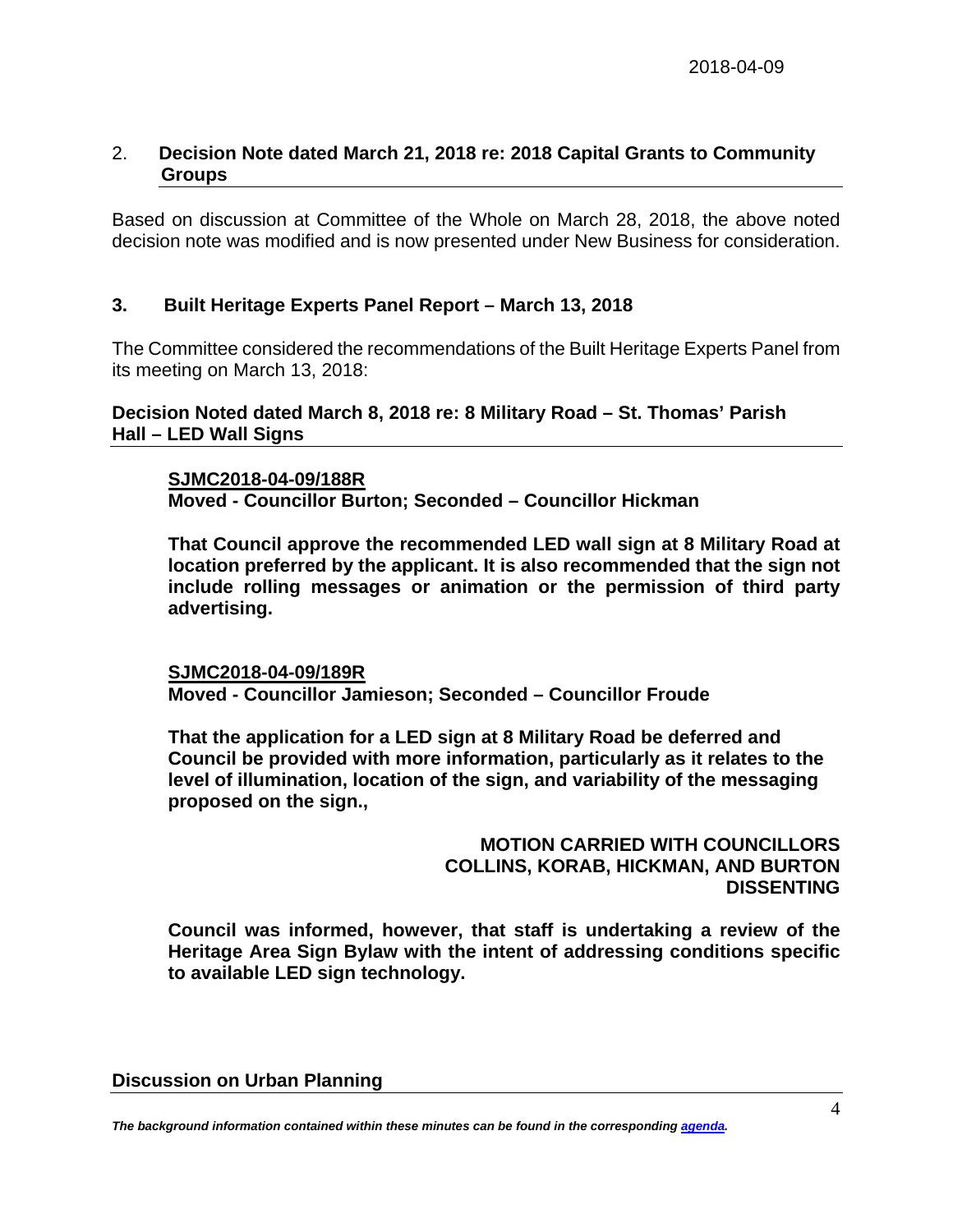2018-04-09

## 2. Decision Note dated March 21, 2018 re: 2018 Capital Grants to Community Groups

Based on discussion at Committee of the Whole on March 28, 2018, the above noted decision note was modified and is now presented under New Business for consideration.

## 3. Built Heritage Experts Panel Report – March 13, 2018

The Committee considered the recommendations of the Built Heritage Experts Panel from its meeting on March 13, 2018:

### Decision Noted dated March 8, 2018 re: 8 Military Road – St. Thomas' Parish Hall – LED Wall Signs

**SJMC2018-04-09/188R**
**Moved - Councillor Burton; Seconded – Councillor Hickman**

**That Council approve the recommended LED wall sign at 8 Military Road at location preferred by the applicant. It is also recommended that the sign not include rolling messages or animation or the permission of third party advertising.**

**SJMC2018-04-09/189R**
**Moved - Councillor Jamieson; Seconded – Councillor Froude**

**That the application for a LED sign at 8 Military Road be deferred and Council be provided with more information, particularly as it relates to the level of illumination, location of the sign, and variability of the messaging proposed on the sign.,**

**MOTION CARRIED WITH COUNCILLORS COLLINS, KORAB, HICKMAN, AND BURTON DISSENTING**

**Council was informed, however, that staff is undertaking a review of the Heritage Area Sign Bylaw with the intent of addressing conditions specific to available LED sign technology.**

### Discussion on Urban Planning

*The background information contained within these minutes can be found in the corresponding agenda.*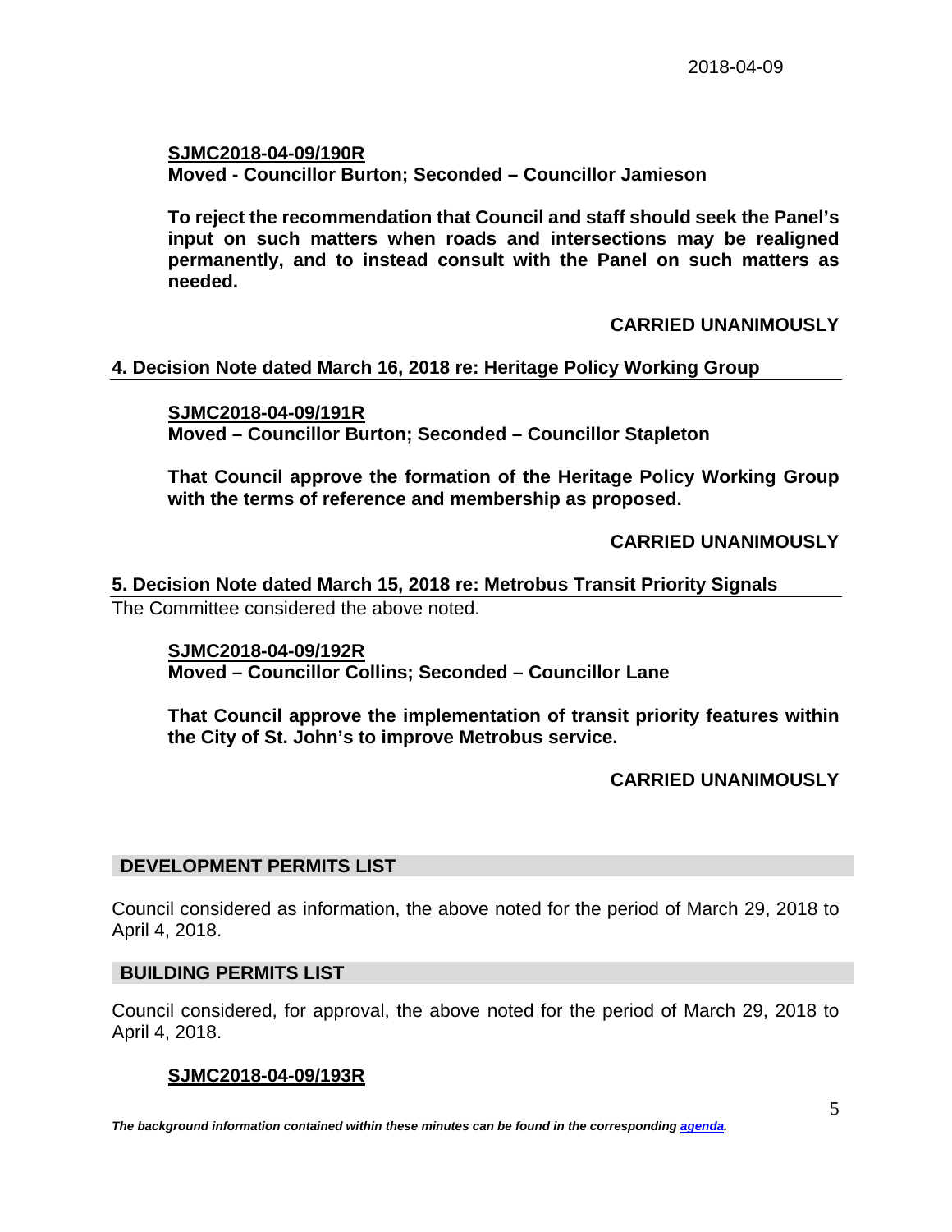**SJMC2018-04-09/190R**
**Moved - Councillor Burton; Seconded – Councillor Jamieson**

**To reject the recommendation that Council and staff should seek the Panel's input on such matters when roads and intersections may be realigned permanently, and to instead consult with the Panel on such matters as needed.**

**CARRIED UNANIMOUSLY**

### 4. Decision Note dated March 16, 2018 re: Heritage Policy Working Group

**SJMC2018-04-09/191R**
**Moved – Councillor Burton; Seconded – Councillor Stapleton**

**That Council approve the formation of the Heritage Policy Working Group with the terms of reference and membership as proposed.**

**CARRIED UNANIMOUSLY**

### 5. Decision Note dated March 15, 2018 re: Metrobus Transit Priority Signals

The Committee considered the above noted.

**SJMC2018-04-09/192R**
**Moved – Councillor Collins; Seconded – Councillor Lane**

**That Council approve the implementation of transit priority features within the City of St. John's to improve Metrobus service.**

**CARRIED UNANIMOUSLY**

## DEVELOPMENT PERMITS LIST

Council considered as information, the above noted for the period of March 29, 2018 to April 4, 2018.

## BUILDING PERMITS LIST

Council considered, for approval, the above noted for the period of March 29, 2018 to April 4, 2018.

**SJMC2018-04-09/193R**

*The background information contained within these minutes can be found in the corresponding agenda.*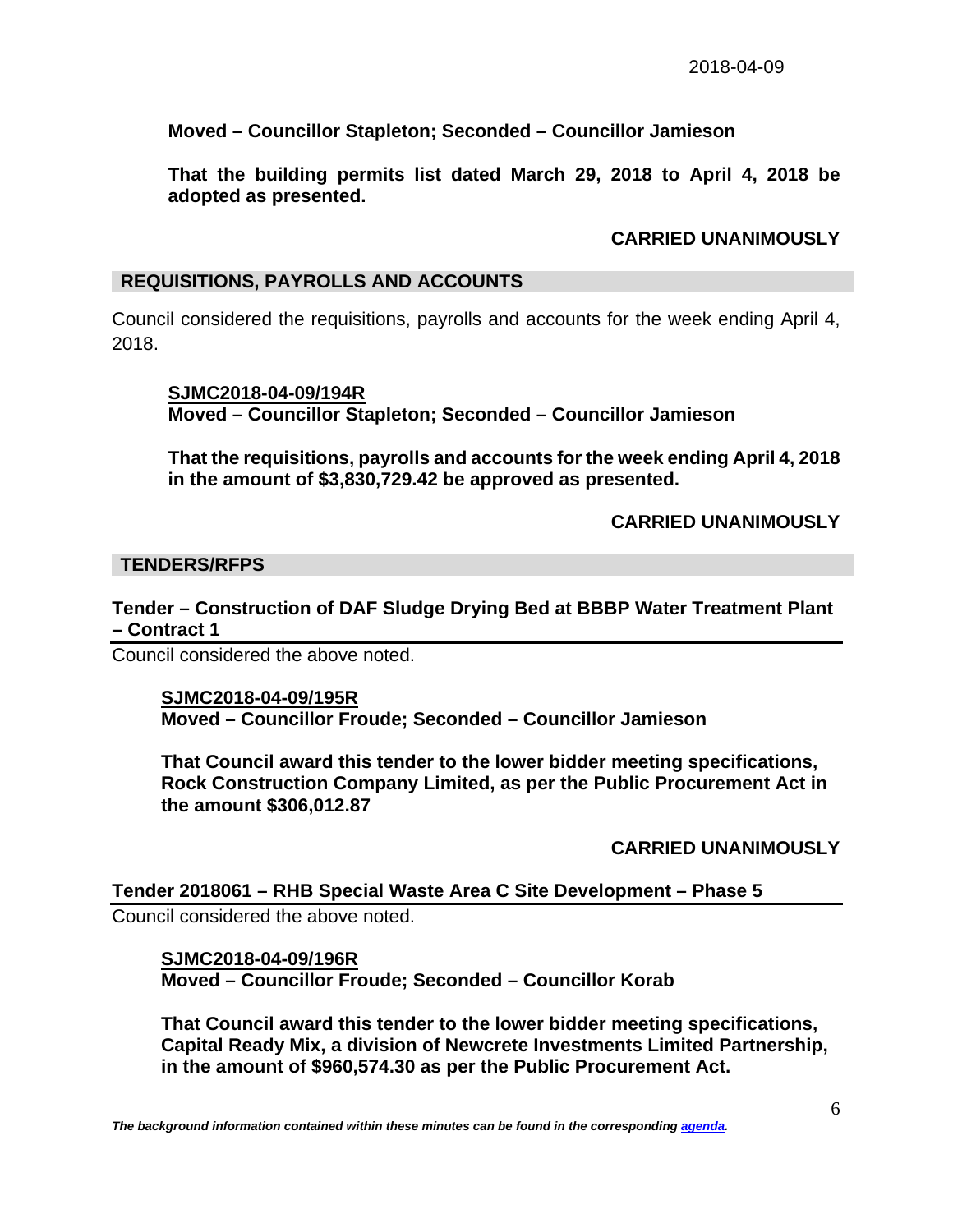**Moved – Councillor Stapleton; Seconded – Councillor Jamieson**

**That the building permits list dated March 29, 2018 to April 4, 2018 be adopted as presented.**

**CARRIED UNANIMOUSLY**

## REQUISITIONS, PAYROLLS AND ACCOUNTS

Council considered the requisitions, payrolls and accounts for the week ending April 4, 2018.

**SJMC2018-04-09/194R**
**Moved – Councillor Stapleton; Seconded – Councillor Jamieson**

**That the requisitions, payrolls and accounts for the week ending April 4, 2018 in the amount of $3,830,729.42 be approved as presented.**

**CARRIED UNANIMOUSLY**

## TENDERS/RFPS

### Tender – Construction of DAF Sludge Drying Bed at BBBP Water Treatment Plant – Contract 1

Council considered the above noted.

**SJMC2018-04-09/195R**
**Moved – Councillor Froude; Seconded – Councillor Jamieson**

**That Council award this tender to the lower bidder meeting specifications, Rock Construction Company Limited, as per the Public Procurement Act in the amount $306,012.87**

**CARRIED UNANIMOUSLY**

### Tender 2018061 – RHB Special Waste Area C Site Development – Phase 5

Council considered the above noted.

**SJMC2018-04-09/196R**
**Moved – Councillor Froude; Seconded – Councillor Korab**

**That Council award this tender to the lower bidder meeting specifications, Capital Ready Mix, a division of Newcrete Investments Limited Partnership, in the amount of $960,574.30 as per the Public Procurement Act.**

***The background information contained within these minutes can be found in the corresponding agenda.***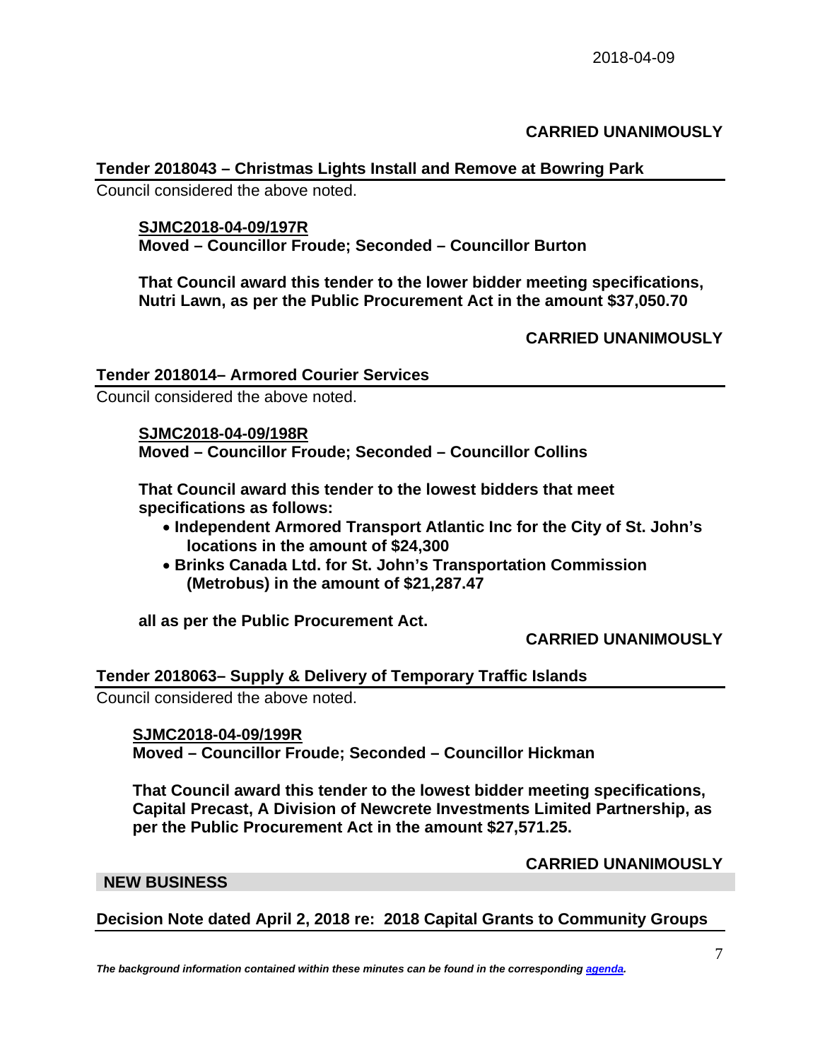**CARRIED UNANIMOUSLY**

## Tender 2018043 – Christmas Lights Install and Remove at Bowring Park

Council considered the above noted.

**SJMC2018-04-09/197R**
**Moved – Councillor Froude; Seconded – Councillor Burton**

**That Council award this tender to the lower bidder meeting specifications, Nutri Lawn, as per the Public Procurement Act in the amount $37,050.70**

**CARRIED UNANIMOUSLY**

## Tender 2018014– Armored Courier Services

Council considered the above noted.

**SJMC2018-04-09/198R**
**Moved – Councillor Froude; Seconded – Councillor Collins**

**That Council award this tender to the lowest bidders that meet specifications as follows:**

- **Independent Armored Transport Atlantic Inc for the City of St. John's locations in the amount of $24,300**
- **Brinks Canada Ltd. for St. John's Transportation Commission (Metrobus) in the amount of $21,287.47**

**all as per the Public Procurement Act.**

**CARRIED UNANIMOUSLY**

## Tender 2018063– Supply & Delivery of Temporary Traffic Islands

Council considered the above noted.

**SJMC2018-04-09/199R**
**Moved – Councillor Froude; Seconded – Councillor Hickman**

**That Council award this tender to the lowest bidder meeting specifications, Capital Precast, A Division of Newcrete Investments Limited Partnership, as per the Public Procurement Act in the amount $27,571.25.**

**CARRIED UNANIMOUSLY**

# NEW BUSINESS

## Decision Note dated April 2, 2018 re: 2018 Capital Grants to Community Groups

*The background information contained within these minutes can be found in the corresponding agenda.*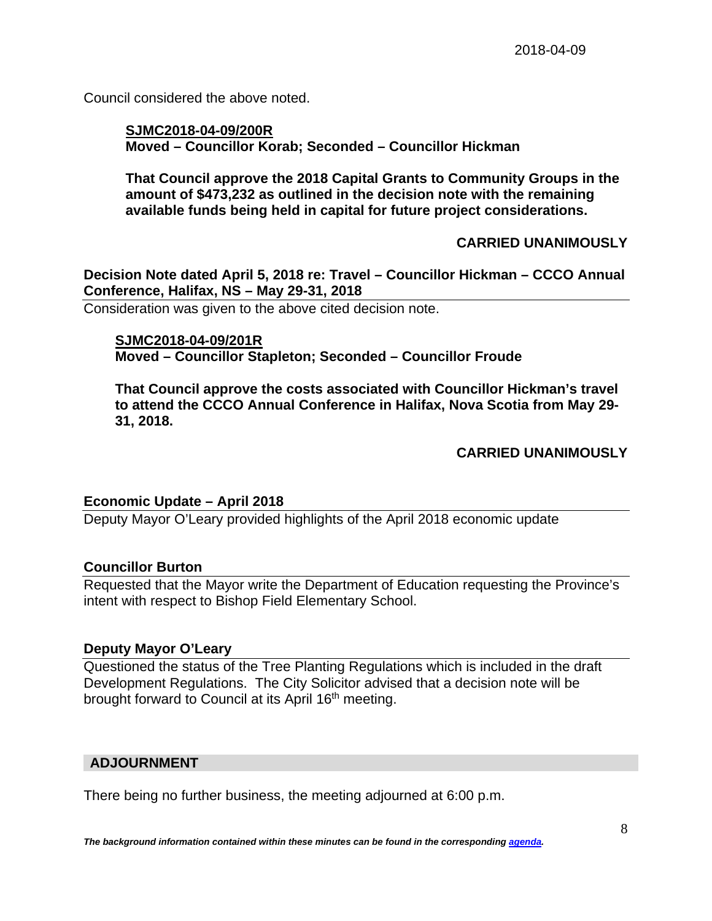Council considered the above noted.

**SJMC2018-04-09/200R**
**Moved – Councillor Korab; Seconded – Councillor Hickman**

**That Council approve the 2018 Capital Grants to Community Groups in the amount of $473,232 as outlined in the decision note with the remaining available funds being held in capital for future project considerations.**

**CARRIED UNANIMOUSLY**

**Decision Note dated April 5, 2018 re: Travel – Councillor Hickman – CCCO Annual Conference, Halifax, NS – May 29-31, 2018**

Consideration was given to the above cited decision note.

**SJMC2018-04-09/201R**
**Moved – Councillor Stapleton; Seconded – Councillor Froude**

**That Council approve the costs associated with Councillor Hickman's travel to attend the CCCO Annual Conference in Halifax, Nova Scotia from May 29-31, 2018.**

**CARRIED UNANIMOUSLY**

**Economic Update – April 2018**

Deputy Mayor O'Leary provided highlights of the April 2018 economic update

**Councillor Burton**

Requested that the Mayor write the Department of Education requesting the Province's intent with respect to Bishop Field Elementary School.

**Deputy Mayor O'Leary**

Questioned the status of the Tree Planting Regulations which is included in the draft Development Regulations. The City Solicitor advised that a decision note will be brought forward to Council at its April 16th meeting.

## ADJOURNMENT

There being no further business, the meeting adjourned at 6:00 p.m.

***The background information contained within these minutes can be found in the corresponding agenda.***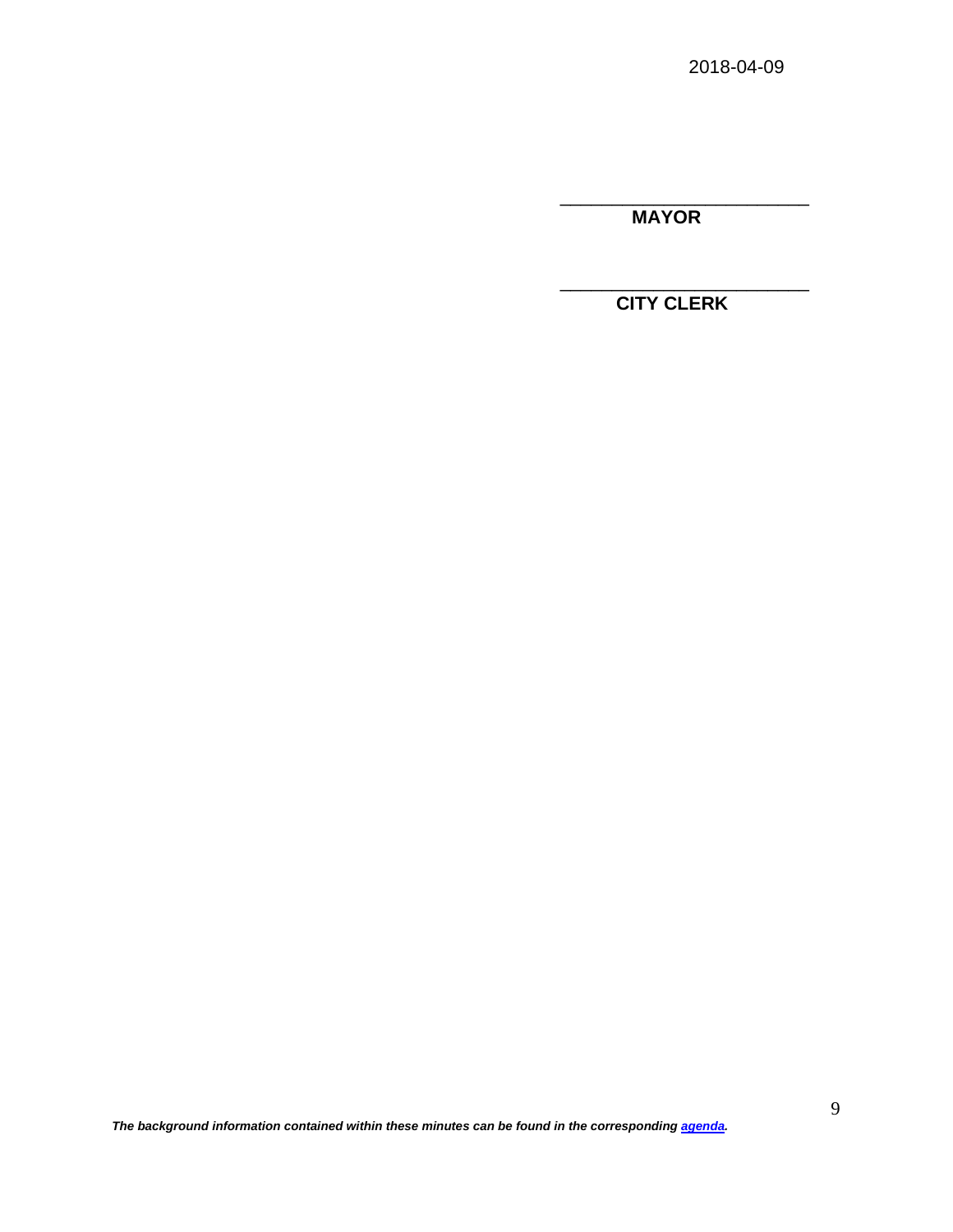\_\_\_\_\_\_\_\_\_\_\_\_\_\_\_\_\_\_\_\_\_\_\_\_\_\_
**MAYOR**

\_\_\_\_\_\_\_\_\_\_\_\_\_\_\_\_\_\_\_\_\_\_\_\_\_\_
**CITY CLERK**

***The background information contained within these minutes can be found in the corresponding [agenda](agenda).***